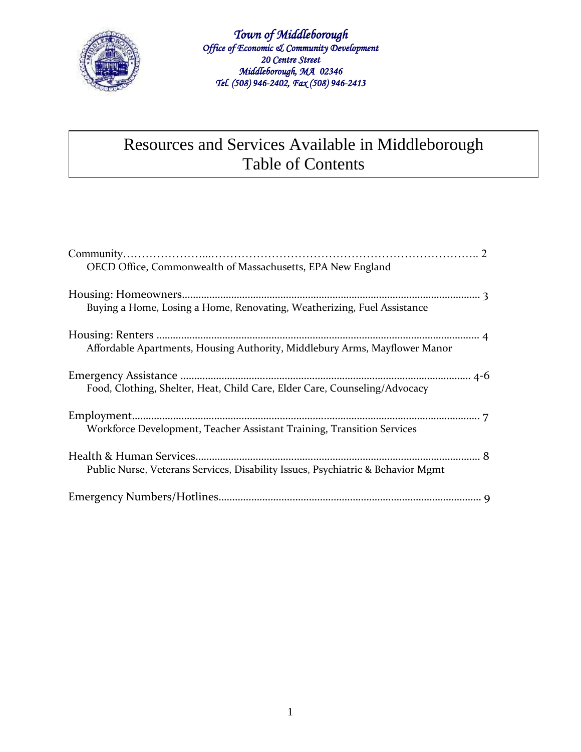*Town of Middleborough*
*Office of Economic & Community Development*
*20 Centre Street*
*Middleborough, MA 02346*
*Tel. (508) 946-2402, Fax (508) 946-2413*

# Resources and Services Available in Middleborough
## Table of Contents

Community........................................................................ 2
OECD Office, Commonwealth of Massachusetts, EPA New England

Housing: Homeowners........................................................................ 3
Buying a Home, Losing a Home, Renovating, Weatherizing, Fuel Assistance

Housing: Renters ........................................................................ 4
Affordable Apartments, Housing Authority, Middlebury Arms, Mayflower Manor

Emergency Assistance ........................................................................ 4-6
Food, Clothing, Shelter, Heat, Child Care, Elder Care, Counseling/Advocacy

Employment........................................................................ 7
Workforce Development, Teacher Assistant Training, Transition Services

Health & Human Services........................................................................ 8
Public Nurse, Veterans Services, Disability Issues, Psychiatric & Behavior Mgmt

Emergency Numbers/Hotlines........................................................................ 9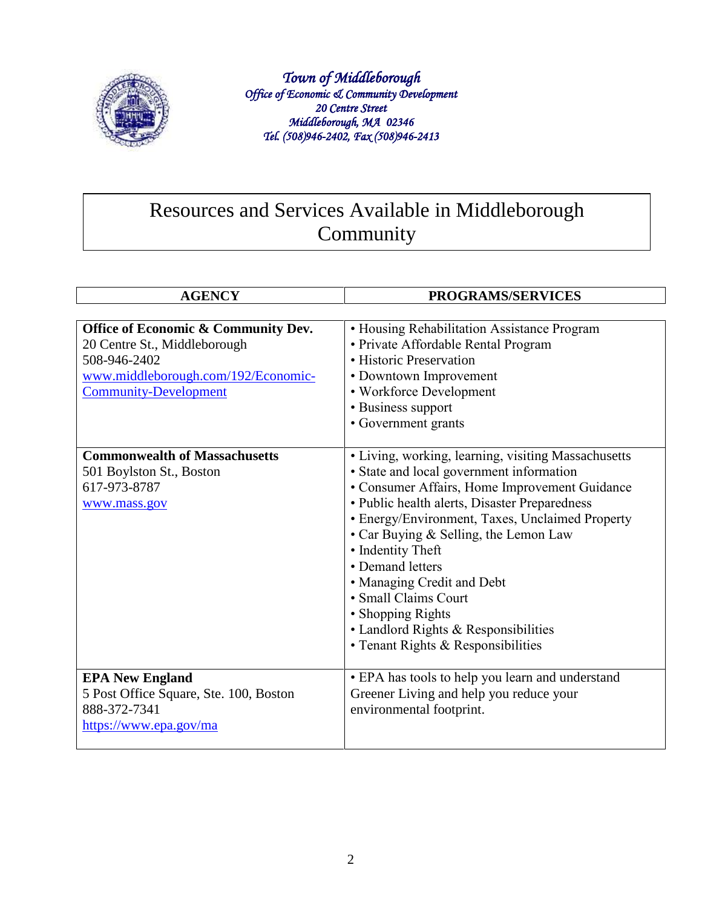*Town of Middleborough*
*Office of Economic & Community Development*
*20 Centre Street*
*Middleborough, MA 02346*
*Tel. (508)946-2402, Fax (508)946-2413*

# Resources and Services Available in Middleborough Community

| AGENCY | PROGRAMS/SERVICES |
|---|---|
| **Office of Economic & Community Dev.**<br>20 Centre St., Middleborough<br>508-946-2402<br>www.middleborough.com/192/Economic-Community-Development | • Housing Rehabilitation Assistance Program<br>• Private Affordable Rental Program<br>• Historic Preservation<br>• Downtown Improvement<br>• Workforce Development<br>• Business support<br>• Government grants |
| **Commonwealth of Massachusetts**<br>501 Boylston St., Boston<br>617-973-8787<br>www.mass.gov | • Living, working, learning, visiting Massachusetts<br>• State and local government information<br>• Consumer Affairs, Home Improvement Guidance<br>• Public health alerts, Disaster Preparedness<br>• Energy/Environment, Taxes, Unclaimed Property<br>• Car Buying & Selling, the Lemon Law<br>• Indentity Theft<br>• Demand letters<br>• Managing Credit and Debt<br>• Small Claims Court<br>• Shopping Rights<br>• Landlord Rights & Responsibilities<br>• Tenant Rights & Responsibilities |
| **EPA New England**<br>5 Post Office Square, Ste. 100, Boston<br>888-372-7341<br>https://www.epa.gov/ma | • EPA has tools to help you learn and understand Greener Living and help you reduce your environmental footprint. |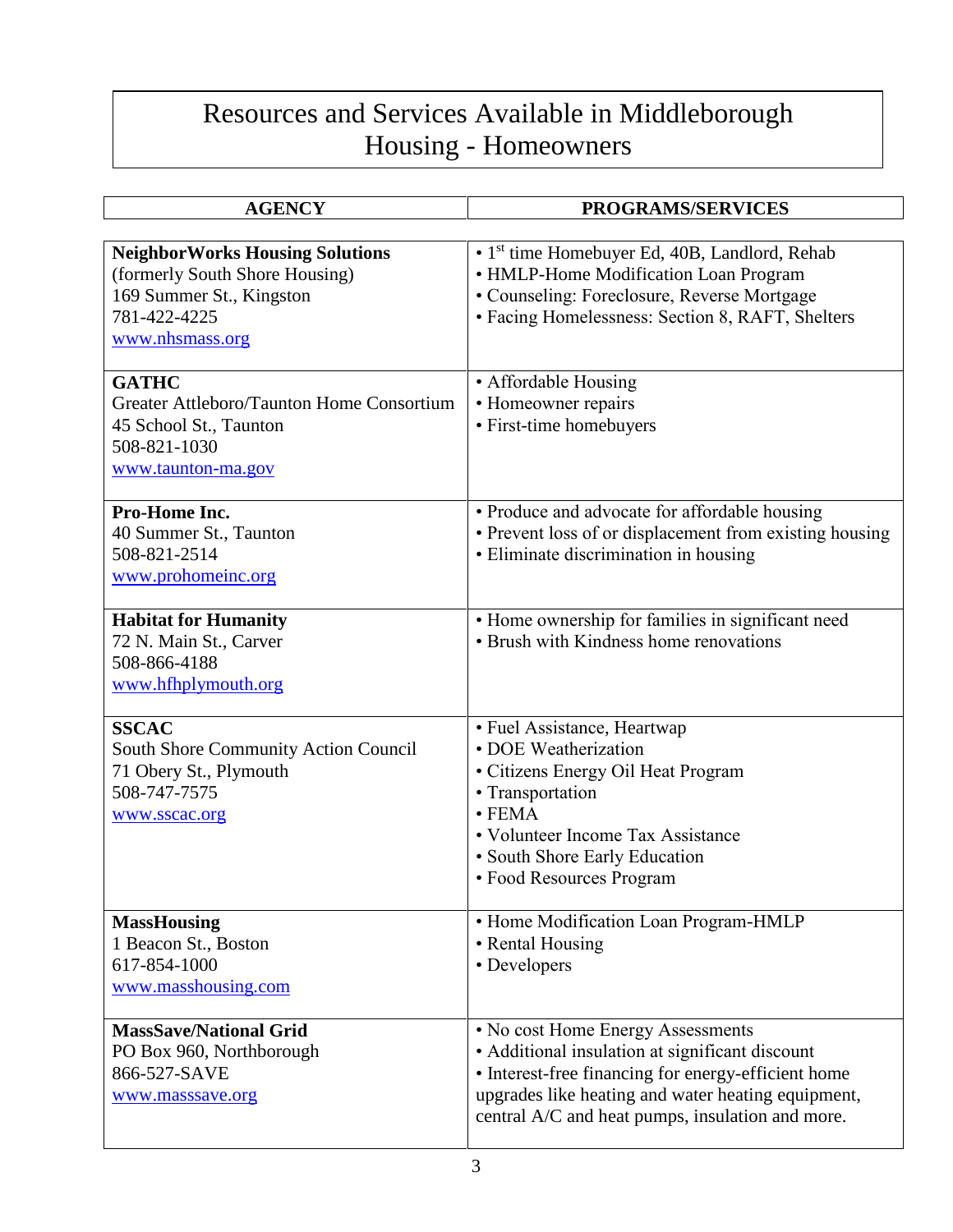# Resources and Services Available in Middleborough
## Housing - Homeowners

| AGENCY | PROGRAMS/SERVICES |
|---|---|
| **NeighborWorks Housing Solutions**<br>(formerly South Shore Housing)<br>169 Summer St., Kingston<br>781-422-4225<br>www.nhsmass.org | • 1st time Homebuyer Ed, 40B, Landlord, Rehab<br>• HMLP-Home Modification Loan Program<br>• Counseling: Foreclosure, Reverse Mortgage<br>• Facing Homelessness: Section 8, RAFT, Shelters |
| **GATHC**<br>Greater Attleboro/Taunton Home Consortium<br>45 School St., Taunton<br>508-821-1030<br>www.taunton-ma.gov | • Affordable Housing<br>• Homeowner repairs<br>• First-time homebuyers |
| **Pro-Home Inc.**<br>40 Summer St., Taunton<br>508-821-2514<br>www.prohomeinc.org | • Produce and advocate for affordable housing<br>• Prevent loss of or displacement from existing housing<br>• Eliminate discrimination in housing |
| **Habitat for Humanity**<br>72 N. Main St., Carver<br>508-866-4188<br>www.hfhplymouth.org | • Home ownership for families in significant need<br>• Brush with Kindness home renovations |
| **SSCAC**<br>South Shore Community Action Council<br>71 Obery St., Plymouth<br>508-747-7575<br>www.sscac.org | • Fuel Assistance, Heartwap<br>• DOE Weatherization<br>• Citizens Energy Oil Heat Program<br>• Transportation<br>• FEMA<br>• Volunteer Income Tax Assistance<br>• South Shore Early Education<br>• Food Resources Program |
| **MassHousing**<br>1 Beacon St., Boston<br>617-854-1000<br>www.masshousing.com | • Home Modification Loan Program-HMLP<br>• Rental Housing<br>• Developers |
| **MassSave/National Grid**<br>PO Box 960, Northborough<br>866-527-SAVE<br>www.masssave.org | • No cost Home Energy Assessments<br>• Additional insulation at significant discount<br>• Interest-free financing for energy-efficient home upgrades like heating and water heating equipment, central A/C and heat pumps, insulation and more. |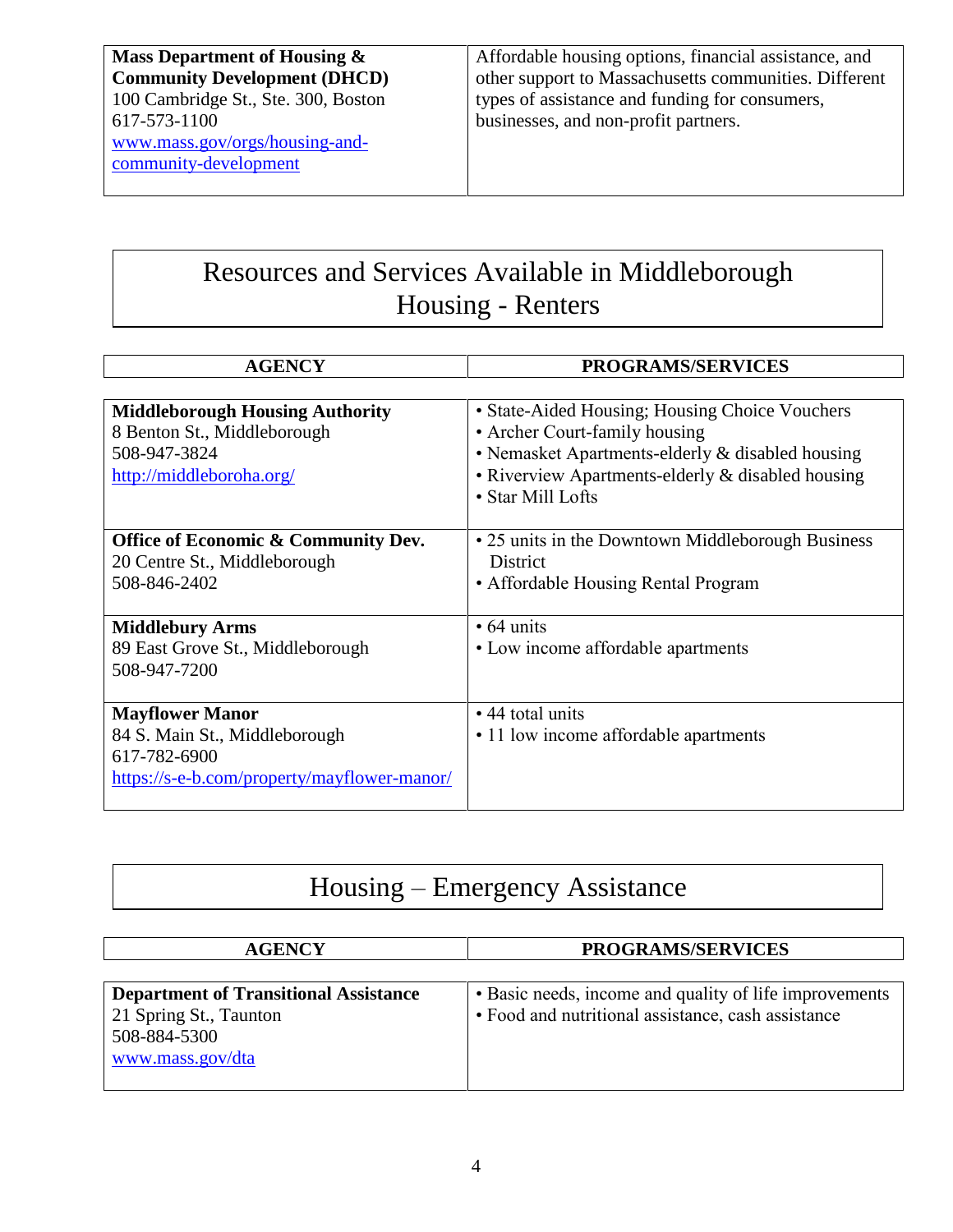| | |
|---|---|
| **Mass Department of Housing & Community Development (DHCD)**<br>100 Cambridge St., Ste. 300, Boston<br>617-573-1100<br>www.mass.gov/orgs/housing-and-community-development | Affordable housing options, financial assistance, and other support to Massachusetts communities. Different types of assistance and funding for consumers, businesses, and non-profit partners. |

# Resources and Services Available in Middleborough
## Housing - Renters

| AGENCY | PROGRAMS/SERVICES |
|---|---|
| **Middleborough Housing Authority**<br>8 Benton St., Middleborough<br>508-947-3824<br>http://middleboroha.org/ | • State-Aided Housing; Housing Choice Vouchers<br>• Archer Court-family housing<br>• Nemasket Apartments-elderly & disabled housing<br>• Riverview Apartments-elderly & disabled housing<br>• Star Mill Lofts |
| **Office of Economic & Community Dev.**<br>20 Centre St., Middleborough<br>508-846-2402 | • 25 units in the Downtown Middleborough Business District<br>• Affordable Housing Rental Program |
| **Middlebury Arms**<br>89 East Grove St., Middleborough<br>508-947-7200 | • 64 units<br>• Low income affordable apartments |
| **Mayflower Manor**<br>84 S. Main St., Middleborough<br>617-782-6900<br>https://s-e-b.com/property/mayflower-manor/ | • 44 total units<br>• 11 low income affordable apartments |

## Housing – Emergency Assistance

| AGENCY | PROGRAMS/SERVICES |
|---|---|
| **Department of Transitional Assistance**<br>21 Spring St., Taunton<br>508-884-5300<br>www.mass.gov/dta | • Basic needs, income and quality of life improvements<br>• Food and nutritional assistance, cash assistance |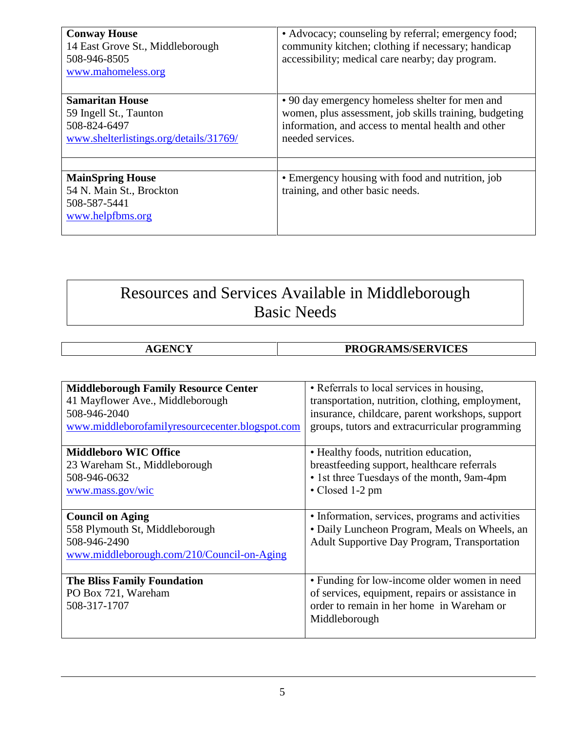| | |
|---|---|
| **Conway House**<br>14 East Grove St., Middleborough<br>508-946-8505<br>www.mahomeless.org | • Advocacy; counseling by referral; emergency food; community kitchen; clothing if necessary; handicap accessibility; medical care nearby; day program. |
| **Samaritan House**<br>59 Ingell St., Taunton<br>508-824-6497<br>www.shelterlistings.org/details/31769/ | • 90 day emergency homeless shelter for men and women, plus assessment, job skills training, budgeting information, and access to mental health and other needed services. |
| | |
| **MainSpring House**<br>54 N. Main St., Brockton<br>508-587-5441<br>www.helpfbms.org | • Emergency housing with food and nutrition, job training, and other basic needs. |

# Resources and Services Available in Middleborough
## Basic Needs

| AGENCY | PROGRAMS/SERVICES |
|---|---|
| **Middleborough Family Resource Center**<br>41 Mayflower Ave., Middleborough<br>508-946-2040<br>www.middleborofamilyresourcecenter.blogspot.com | • Referrals to local services in housing, transportation, nutrition, clothing, employment, insurance, childcare, parent workshops, support groups, tutors and extracurricular programming |
| **Middleboro WIC Office**<br>23 Wareham St., Middleborough<br>508-946-0632<br>www.mass.gov/wic | • Healthy foods, nutrition education, breastfeeding support, healthcare referrals<br>• 1st three Tuesdays of the month, 9am-4pm<br>• Closed 1-2 pm |
| **Council on Aging**<br>558 Plymouth St, Middleborough<br>508-946-2490<br>www.middleborough.com/210/Council-on-Aging | • Information, services, programs and activities<br>• Daily Luncheon Program, Meals on Wheels, an Adult Supportive Day Program, Transportation |
| **The Bliss Family Foundation**<br>PO Box 721, Wareham<br>508-317-1707 | • Funding for low-income older women in need of services, equipment, repairs or assistance in order to remain in her home in Wareham or Middleborough |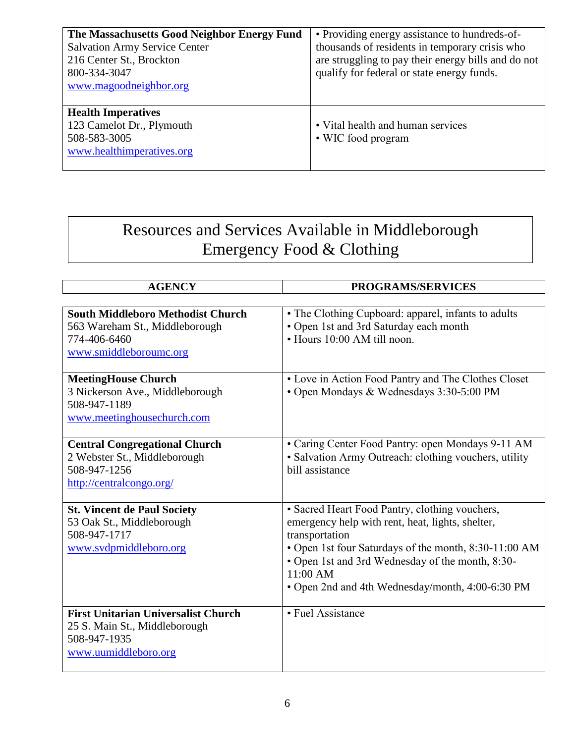| | |
|---|---|
| **The Massachusetts Good Neighbor Energy Fund**<br>Salvation Army Service Center<br>216 Center St., Brockton<br>800-334-3047<br>www.magoodneighbor.org | • Providing energy assistance to hundreds-of-thousands of residents in temporary crisis who are struggling to pay their energy bills and do not qualify for federal or state energy funds. |
| **Health Imperatives**<br>123 Camelot Dr., Plymouth<br>508-583-3005<br>www.healthimperatives.org | • Vital health and human services<br>• WIC food program |

# Resources and Services Available in Middleborough
## Emergency Food & Clothing

| AGENCY | PROGRAMS/SERVICES |
|---|---|
| **South Middleboro Methodist Church**<br>563 Wareham St., Middleborough<br>774-406-6460<br>www.smiddleboroumc.org | • The Clothing Cupboard: apparel, infants to adults<br>• Open 1st and 3rd Saturday each month<br>• Hours 10:00 AM till noon. |
| **MeetingHouse Church**<br>3 Nickerson Ave., Middleborough<br>508-947-1189<br>www.meetinghousechurch.com | • Love in Action Food Pantry and The Clothes Closet<br>• Open Mondays & Wednesdays 3:30-5:00 PM |
| **Central Congregational Church**<br>2 Webster St., Middleborough<br>508-947-1256<br>http://centralcongo.org/ | • Caring Center Food Pantry: open Mondays 9-11 AM<br>• Salvation Army Outreach: clothing vouchers, utility bill assistance |
| **St. Vincent de Paul Society**<br>53 Oak St., Middleborough<br>508-947-1717<br>www.svdpmiddleboro.org | • Sacred Heart Food Pantry, clothing vouchers, emergency help with rent, heat, lights, shelter, transportation<br>• Open 1st four Saturdays of the month, 8:30-11:00 AM<br>• Open 1st and 3rd Wednesday of the month, 8:30-11:00 AM<br>• Open 2nd and 4th Wednesday/month, 4:00-6:30 PM |
| **First Unitarian Universalist Church**<br>25 S. Main St., Middleborough<br>508-947-1935<br>www.uumiddleboro.org | • Fuel Assistance |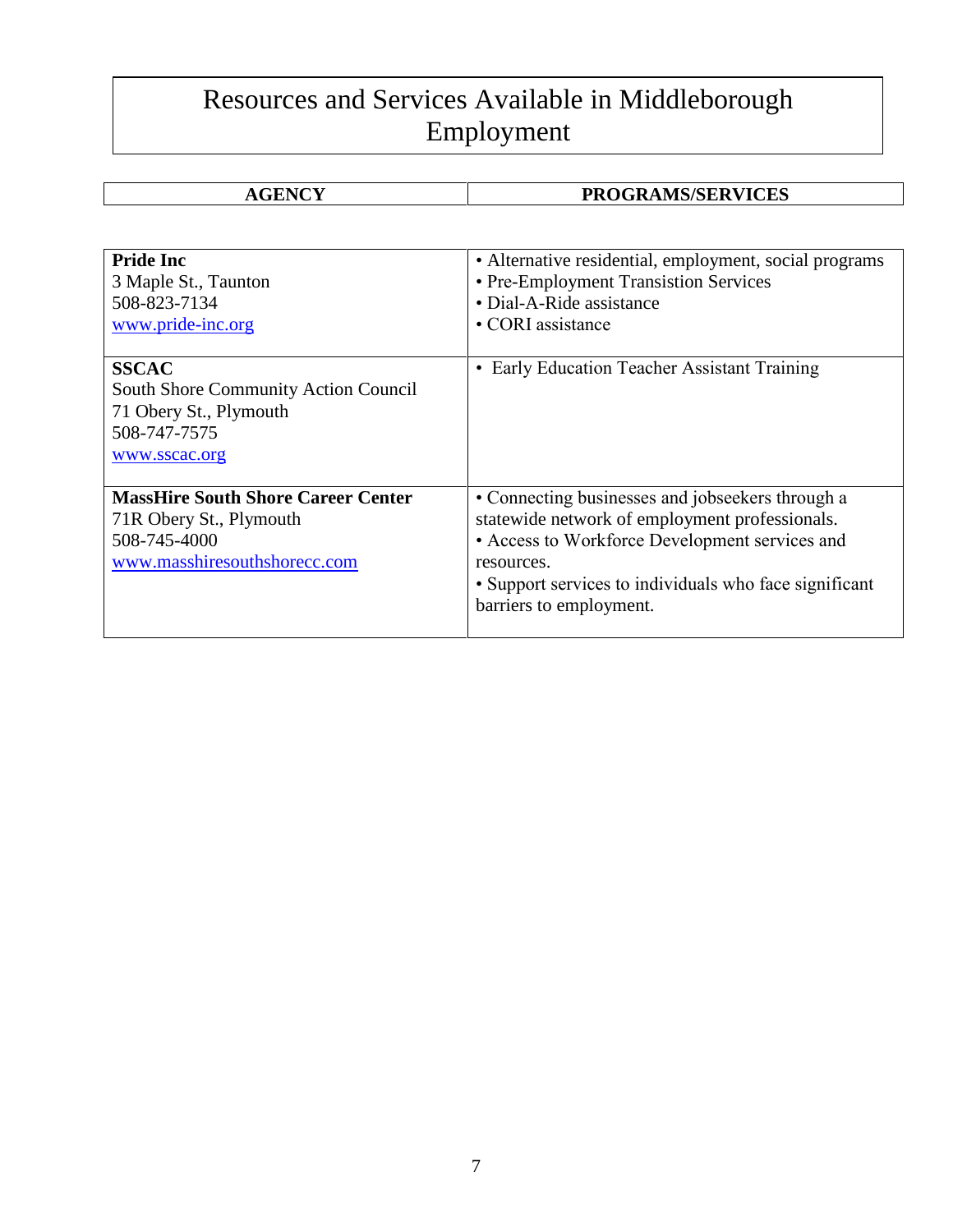# Resources and Services Available in Middleborough
## Employment

| AGENCY | PROGRAMS/SERVICES |
| --- | --- |
| **Pride Inc**<br>3 Maple St., Taunton<br>508-823-7134<br>www.pride-inc.org | • Alternative residential, employment, social programs<br>• Pre-Employment Transition Services<br>• Dial-A-Ride assistance<br>• CORI assistance |
| **SSCAC**<br>South Shore Community Action Council<br>71 Obery St., Plymouth<br>508-747-7575<br>www.sscac.org | • Early Education Teacher Assistant Training |
| **MassHire South Shore Career Center**<br>71R Obery St., Plymouth<br>508-745-4000<br>www.masshiresouthshorecc.com | • Connecting businesses and jobseekers through a statewide network of employment professionals.<br>• Access to Workforce Development services and resources.<br>• Support services to individuals who face significant barriers to employment. |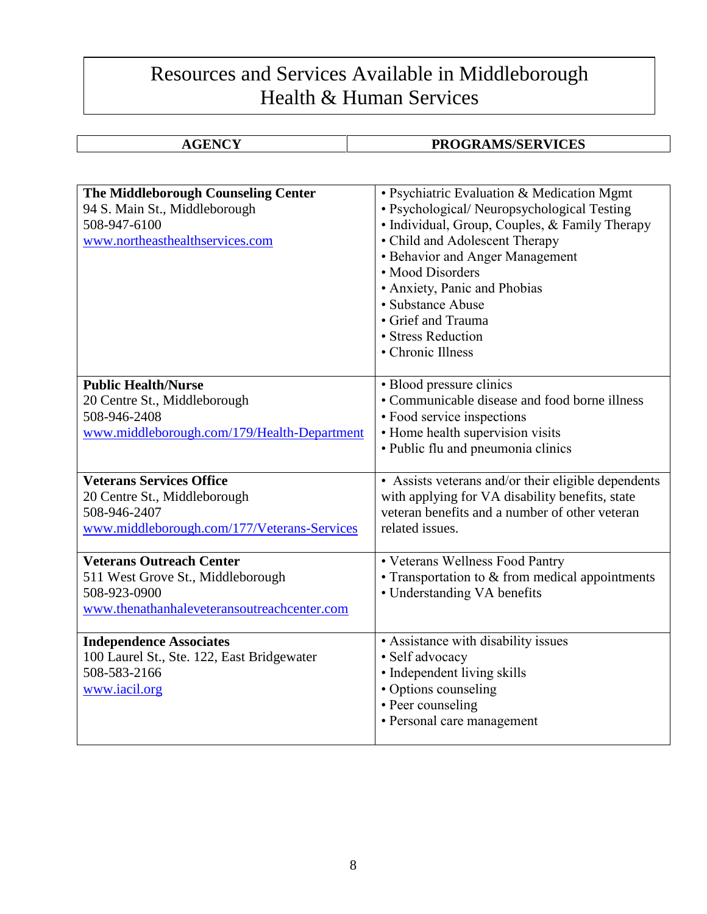# Resources and Services Available in Middleborough
# Health & Human Services

| AGENCY | PROGRAMS/SERVICES |
|---|---|
| **The Middleborough Counseling Center**<br>94 S. Main St., Middleborough<br>508-947-6100<br>www.northeasthealthservices.com | • Psychiatric Evaluation & Medication Mgmt<br>• Psychological/ Neuropsychological Testing<br>• Individual, Group, Couples, & Family Therapy<br>• Child and Adolescent Therapy<br>• Behavior and Anger Management<br>• Mood Disorders<br>• Anxiety, Panic and Phobias<br>• Substance Abuse<br>• Grief and Trauma<br>• Stress Reduction<br>• Chronic Illness |
| **Public Health/Nurse**<br>20 Centre St., Middleborough<br>508-946-2408<br>www.middleborough.com/179/Health-Department | • Blood pressure clinics<br>• Communicable disease and food borne illness<br>• Food service inspections<br>• Home health supervision visits<br>• Public flu and pneumonia clinics |
| **Veterans Services Office**<br>20 Centre St., Middleborough<br>508-946-2407<br>www.middleborough.com/177/Veterans-Services | • Assists veterans and/or their eligible dependents with applying for VA disability benefits, state veteran benefits and a number of other veteran related issues. |
| **Veterans Outreach Center**<br>511 West Grove St., Middleborough<br>508-923-0900<br>www.thenathanhaleveteransoutreachcenter.com | • Veterans Wellness Food Pantry<br>• Transportation to & from medical appointments<br>• Understanding VA benefits |
| **Independence Associates**<br>100 Laurel St., Ste. 122, East Bridgewater<br>508-583-2166<br>www.iacil.org | • Assistance with disability issues<br>• Self advocacy<br>• Independent living skills<br>• Options counseling<br>• Peer counseling<br>• Personal care management |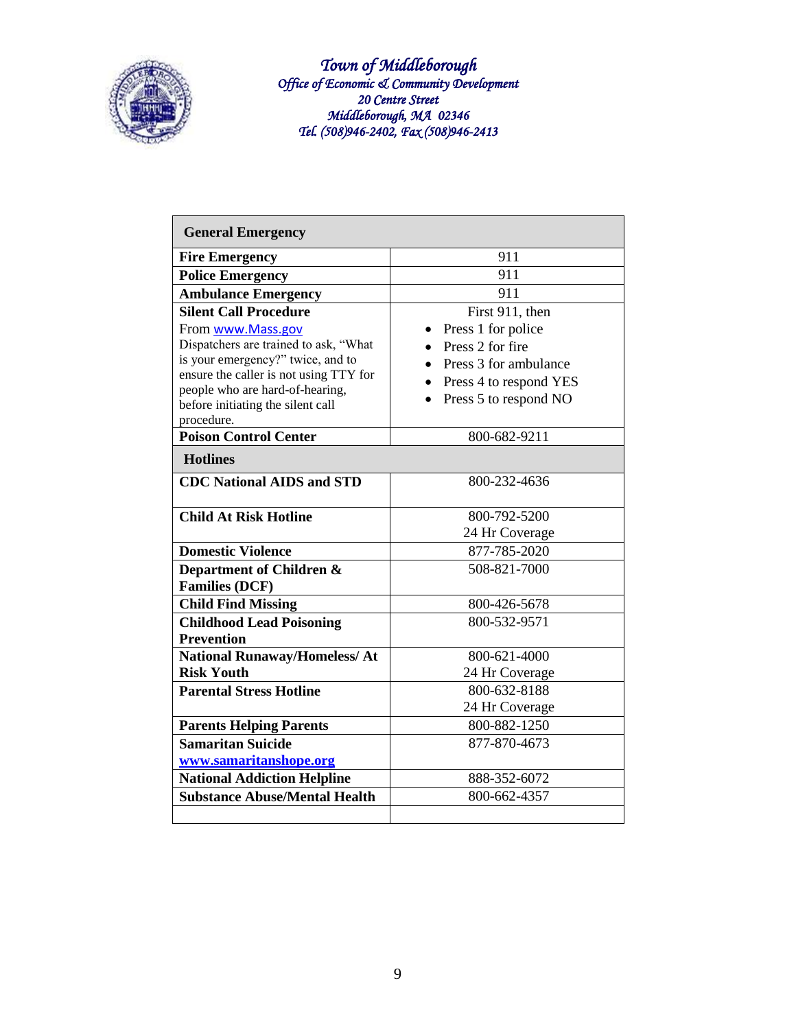*Town of Middleborough*
*Office of Economic & Community Development*
*20 Centre Street*
*Middleborough, MA 02346*
*Tel. (508)946-2402, Fax (508)946-2413*

| | |
|---|---|
| **General Emergency** | |
| **Fire Emergency** | 911 |
| **Police Emergency** | 911 |
| **Ambulance Emergency** | 911 |
| **Silent Call Procedure** From www.Mass.gov Dispatchers are trained to ask, "What is your emergency?" twice, and to ensure the caller is not using TTY for people who are hard-of-hearing, before initiating the silent call procedure. | First 911, then<br>• Press 1 for police<br>• Press 2 for fire<br>• Press 3 for ambulance<br>• Press 4 to respond YES<br>• Press 5 to respond NO |
| **Poison Control Center** | 800-682-9211 |
| **Hotlines** | |
| **CDC National AIDS and STD** | 800-232-4636 |
| **Child At Risk Hotline** | 800-792-5200<br>24 Hr Coverage |
| **Domestic Violence** | 877-785-2020 |
| **Department of Children & Families (DCF)** | 508-821-7000 |
| **Child Find Missing** | 800-426-5678 |
| **Childhood Lead Poisoning Prevention** | 800-532-9571 |
| **National Runaway/Homeless/ At Risk Youth** | 800-621-4000<br>24 Hr Coverage |
| **Parental Stress Hotline** | 800-632-8188<br>24 Hr Coverage |
| **Parents Helping Parents** | 800-882-1250 |
| **Samaritan Suicide** www.samaritanshope.org | 877-870-4673 |
| **National Addiction Helpline** | 888-352-6072 |
| **Substance Abuse/Mental Health** | 800-662-4357 |
| | |